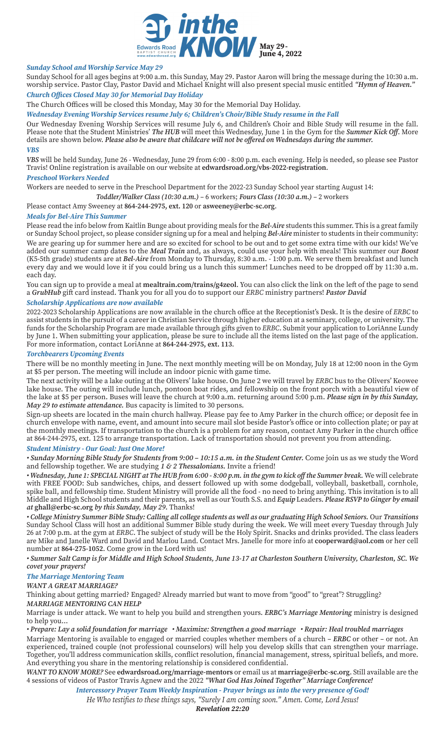# in the KNOW

Edwards Road Baptist Church
www.edwardsroad.org

**May 29 - June 4, 2022**

### *Sunday School and Worship Service May 29*

Sunday School for all ages begins at 9:00 a.m. this Sunday, May 29. Pastor Aaron will bring the message during the 10:30 a.m. worship service. Pastor Clay, Pastor David and Michael Knight will also present special music entitled *"Hymn of Heaven."*

### *Church Offices Closed May 30 for Memorial Day Holiday*

The Church Offices will be closed this Monday, May 30 for the Memorial Day Holiday.

### *Wednesday Evening Worship Services resume July 6; Children's Choir/Bible Study resume in the Fall*

Our Wednesday Evening Worship Services will resume July 6, and Children's Choir and Bible Study will resume in the fall. Please note that the Student Ministries' ***The HUB*** will meet this Wednesday, June 1 in the Gym for the ***Summer Kick Off***. More details are shown below. ***Please also be aware that childcare will not be offered on Wednesdays during the summer.***

### *VBS*

***VBS*** will be held Sunday, June 26 - Wednesday, June 29 from 6:00 - 8:00 p.m. each evening. Help is needed, so please see Pastor Travis! Online registration is available on our website at **edwardsroad.org/vbs-2022-registration**.

### *Preschool Workers Needed*

Workers are needed to serve in the Preschool Department for the 2022-23 Sunday School year starting August 14:

***Toddler/Walker Class (10:30 a.m.)*** – 6 workers; ***Fours Class (10:30 a.m.)*** – 2 workers

Please contact Amy Sweeney at **864-244-2975, ext. 120** or **asweeney@erbc-sc.org**.

### *Meals for Bel-Aire This Summer*

Please read the info below from Kaitlin Bunge about providing meals for the ***Bel-Aire*** students this summer. This is a great family or Sunday School project, so please consider signing up for a meal and helping ***Bel-Aire*** minister to students in their community:

We are gearing up for summer here and are so excited for school to be out and to get some extra time with our kids! We've added our summer camp dates to the ***Meal Train*** and, as always, could use your help with meals! This summer our ***Boost*** (K5-5th grade) students are at ***Bel-Aire*** from Monday to Thursday, 8:30 a.m. - 1:00 p.m. We serve them breakfast and lunch every day and we would love it if you could bring us a lunch this summer! Lunches need to be dropped off by 11:30 a.m. each day.

You can sign up to provide a meal at **mealtrain.com/trains/g4zeol**. You can also click the link on the left of the page to send a ***GrubHub*** gift card instead. Thank you for all you do to support our *ERBC* ministry partners! ***Pastor David***

### *Scholarship Applications are now available*

2022-2023 Scholarship Applications are now available in the church office at the Receptionist's Desk. It is the desire of *ERBC* to assist students in the pursuit of a career in Christian Service through higher education at a seminary, college, or university. The funds for the Scholarship Program are made available through gifts given to *ERBC*. Submit your application to LoriAnne Lundy by June 1. When submitting your application, please be sure to include all the items listed on the last page of the application. For more information, contact LoriAnne at **864-244-2975, ext. 113**.

### *Torchbearers Upcoming Events*

There will be no monthly meeting in June. The next monthly meeting will be on Monday, July 18 at 12:00 noon in the Gym at $5 per person. The meeting will include an indoor picnic with game time.

The next activity will be a lake outing at the Olivers' lake house. On June 2 we will travel by *ERBC* bus to the Olivers' Keowee lake house. The outing will include lunch, pontoon boat rides, and fellowship on the front porch with a beautiful view of the lake at $5 per person. Buses will leave the church at 9:00 a.m. returning around 5:00 p.m. ***Please sign in by this Sunday, May 29 to estimate attendance.*** Bus capacity is limited to 30 persons.

Sign-up sheets are located in the main church hallway. Please pay fee to Amy Parker in the church office; or deposit fee in church envelope with name, event, and amount into secure mail slot beside Pastor's office or into collection plate; or pay at the monthly meetings. If transportation to the church is a problem for any reason, contact Amy Parker in the church office at 864-244-2975, ext. 125 to arrange transportation. Lack of transportation should not prevent you from attending.

### *Student Ministry - Our Goal: Just One More!*

• ***Sunday Morning Bible Study for Students from 9:00 – 10:15 a.m. in the Student Center.*** Come join us as we study the Word and fellowship together. We are studying ***1 & 2 Thessalonians***. Invite a friend!

• ***Wednesday, June 1: SPECIAL NIGHT at The HUB from 6:00 - 8:00 p.m. in the gym to kick off the Summer break.*** We will celebrate with FREE FOOD: Sub sandwiches, chips, and dessert followed up with some dodgeball, volleyball, basketball, cornhole, spike ball, and fellowship time. Student Ministry will provide all the food - no need to bring anything. This invitation is to all Middle and High School students and their parents, as well as our Youth S.S. and ***Equip*** Leaders. ***Please RSVP to Ginger by email at*** **ghall@erbc-sc.org** ***by this Sunday, May 29.*** Thanks!

• ***College Ministry Summer Bible Study: Calling all college students as well as our graduating High School Seniors.*** Our ***Transitions*** Sunday School Class will host an additional Summer Bible study during the week. We will meet every Tuesday through July 26 at 7:00 p.m. at the gym at *ERBC*. The subject of study will be the Holy Spirit. Snacks and drinks provided. The class leaders are Mike and Janelle Ward and David and Marlou Land. Contact Mrs. Janelle for more info at **cooperward@aol.com** or her cell number at **864-275-1052**. Come grow in the Lord with us!

• ***Summer Salt Camp is for Middle and High School Students, June 13-17 at Charleston Southern University, Charleston, SC. We covet your prayers!***

### *The Marriage Mentoring Team*

***WANT A GREAT MARRIAGE?***

Thinking about getting married? Engaged? Already married but want to move from "good" to "great"? Struggling?

***MARRIAGE MENTORING CAN HELP***

Marriage is under attack. We want to help you build and strengthen yours. ***ERBC's Marriage Mentoring*** ministry is designed to help you...

***• Prepare: Lay a solid foundation for marriage • Maximize: Strengthen a good marriage • Repair: Heal troubled marriages***

Marriage Mentoring is available to engaged or married couples whether members of a church – ***ERBC*** or other – or not. An experienced, trained couple (not professional counselors) will help you develop skills that can strengthen your marriage. Together, you'll address communication skills, conflict resolution, financial management, stress, spiritual beliefs, and more. And everything you share in the mentoring relationship is considered confidential.

***WANT TO KNOW MORE?*** See **edwardsroad.org/marriage-mentors** or email us at **marriage@erbc-sc.org**. Still available are the 4 sessions of videos of Pastor Travis Agnew and the 2022 ***"What God Has Joined Together" Marriage Conference!***

***Intercessory Prayer Team Weekly Inspiration - Prayer brings us into the very presence of God!***

*He Who testifies to these things says, "Surely I am coming soon." Amen. Come, Lord Jesus!*

***Revelation 22:20***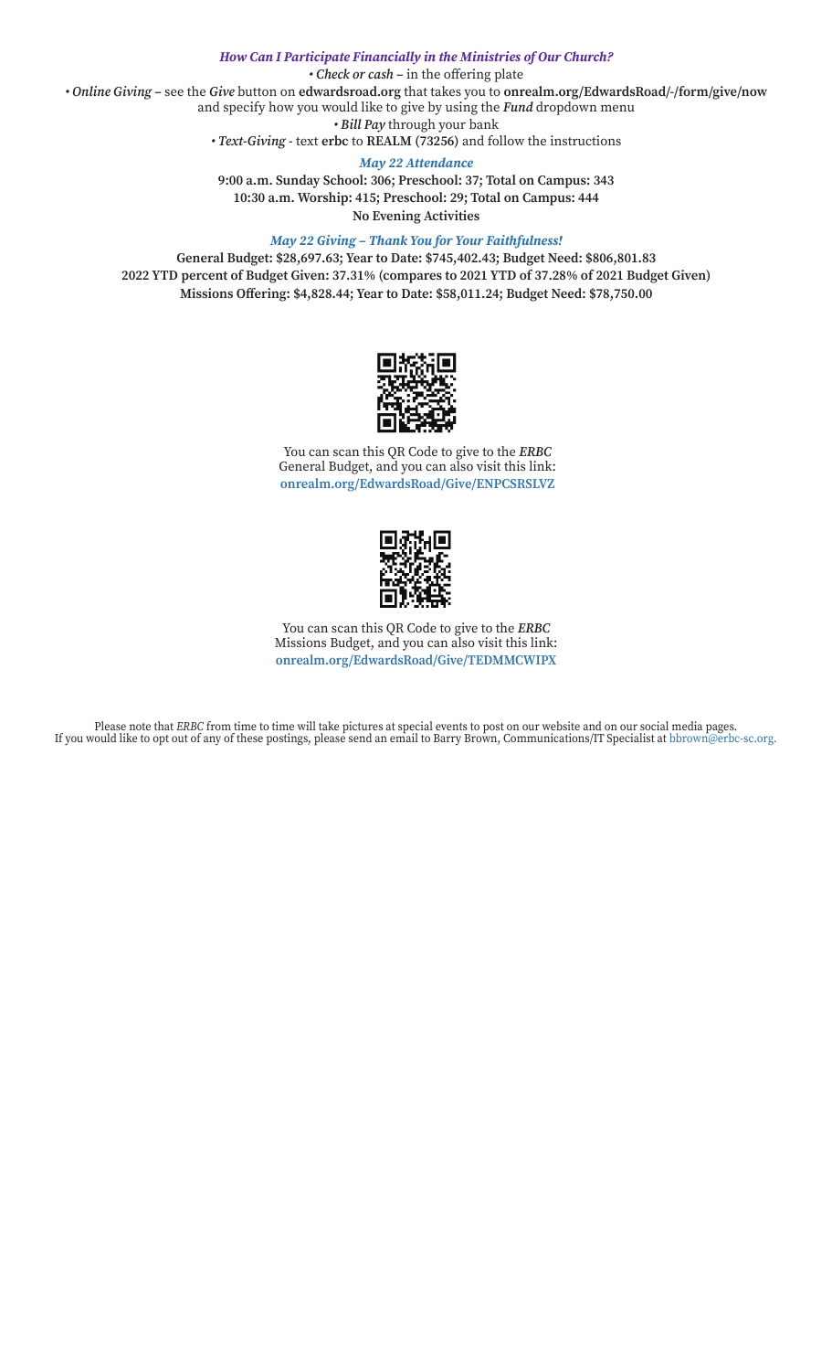***How Can I Participate Financially in the Ministries of Our Church?***

• ***Check or cash*** – in the offering plate

• ***Online Giving*** – see the ***Give*** button on **edwardsroad.org** that takes you to **onrealm.org/EdwardsRoad/-/form/give/now** and specify how you would like to give by using the ***Fund*** dropdown menu

• ***Bill Pay*** through your bank

• ***Text-Giving*** - text **erbc** to **REALM (73256)** and follow the instructions

***May 22 Attendance***

**9:00 a.m. Sunday School: 306; Preschool: 37; Total on Campus: 343**

**10:30 a.m. Worship: 415; Preschool: 29; Total on Campus: 444**

**No Evening Activities**

***May 22 Giving – Thank You for Your Faithfulness!***

**General Budget: $28,697.63; Year to Date: $745,402.43; Budget Need: $806,801.83**

**2022 YTD percent of Budget Given: 37.31% (compares to 2021 YTD of 37.28% of 2021 Budget Given)**

**Missions Offering: $4,828.44; Year to Date: $58,011.24; Budget Need: $78,750.00**

You can scan this QR Code to give to the *ERBC* General Budget, and you can also visit this link: **onrealm.org/EdwardsRoad/Give/ENPCSRSLVZ**

You can scan this QR Code to give to the *ERBC* Missions Budget, and you can also visit this link: **onrealm.org/EdwardsRoad/Give/TEDMMCWIPX**

Please note that *ERBC* from time to time will take pictures at special events to post on our website and on our social media pages. If you would like to opt out of any of these postings, please send an email to Barry Brown, Communications/IT Specialist at bbrown@erbc-sc.org.